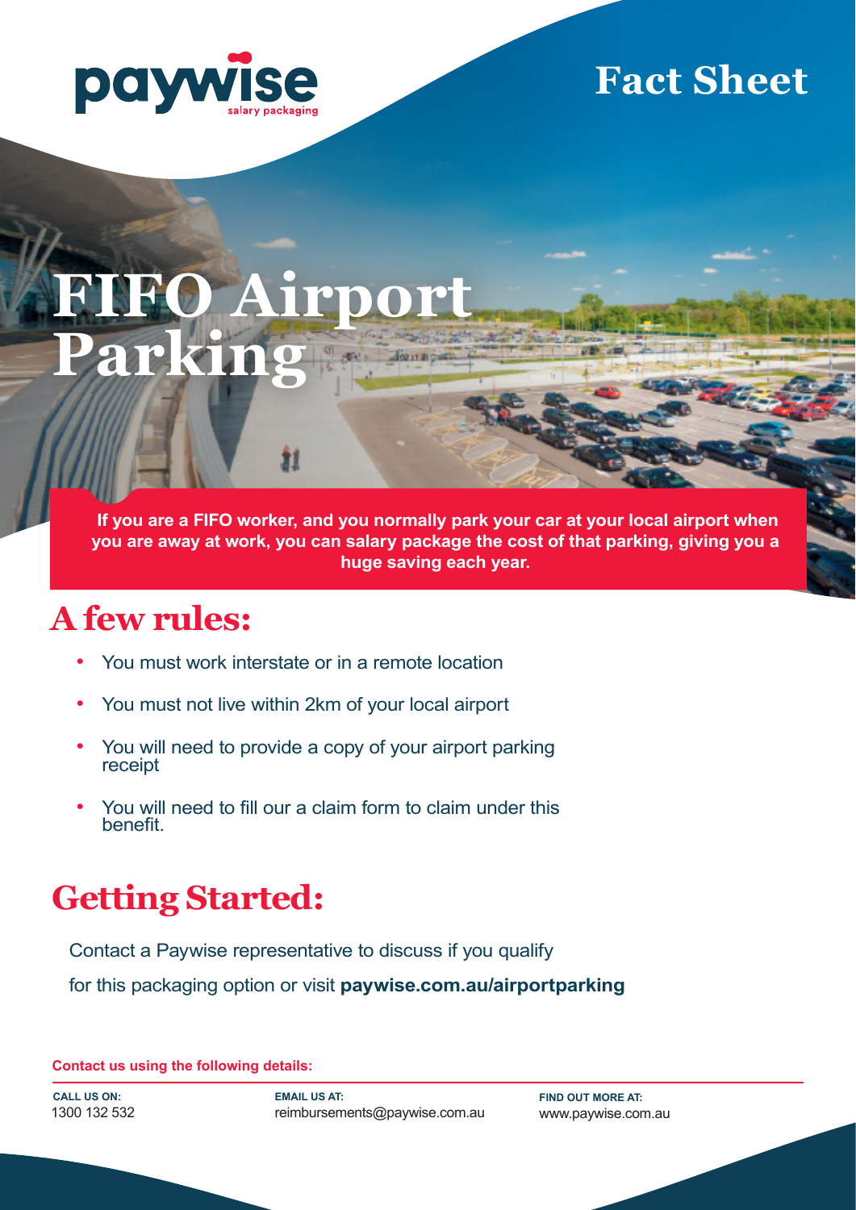paywise salary packaging

# Fact Sheet

# FIFO Airport Parking

**If you are a FIFO worker, and you normally park your car at your local airport when you are away at work, you can salary package the cost of that parking, giving you a huge saving each year.**

## A few rules:

- You must work interstate or in a remote location
- You must not live within 2km of your local airport
- You will need to provide a copy of your airport parking receipt
- You will need to fill our a claim form to claim under this benefit.

## Getting Started:

Contact a Paywise representative to discuss if you qualify for this packaging option or visit **paywise.com.au/airportparking**

**Contact us using the following details:**

**CALL US ON:**
1300 132 532

**EMAIL US AT:**
reimbursements@paywise.com.au

**FIND OUT MORE AT:**
www.paywise.com.au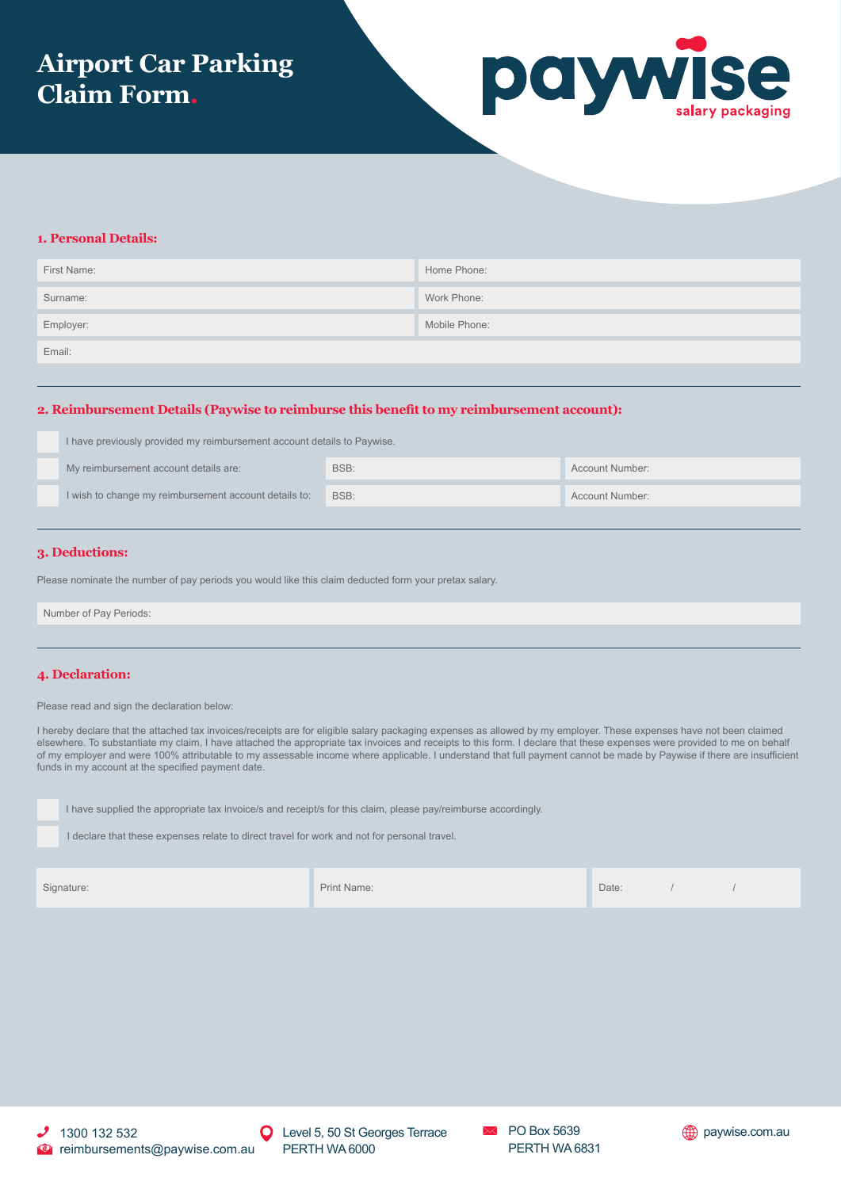# Airport Car Parking Claim Form.

paywise salary packaging

## 1. Personal Details:

| | |
|---|---|
| First Name: | Home Phone: |
| Surname: | Work Phone: |
| Employer: | Mobile Phone: |
| Email: | |

## 2. Reimbursement Details (Paywise to reimburse this benefit to my reimbursement account):

☐ I have previously provided my reimbursement account details to Paywise.

| | | |
|---|---|---|
| ☐ My reimbursement account details are: | BSB: | Account Number: |
| ☐ I wish to change my reimbursement account details to: | BSB: | Account Number: |

## 3. Deductions:

Please nominate the number of pay periods you would like this claim deducted form your pretax salary.

Number of Pay Periods:

## 4. Declaration:

Please read and sign the declaration below:

I hereby declare that the attached tax invoices/receipts are for eligible salary packaging expenses as allowed by my employer. These expenses have not been claimed elsewhere. To substantiate my claim, I have attached the appropriate tax invoices and receipts to this form. I declare that these expenses were provided to me on behalf of my employer and were 100% attributable to my assessable income where applicable. I understand that full payment cannot be made by Paywise if there are insufficient funds in my account at the specified payment date.

☐ I have supplied the appropriate tax invoice/s and receipt/s for this claim, please pay/reimburse accordingly.

☐ I declare that these expenses relate to direct travel for work and not for personal travel.

| | | |
|---|---|---|
| Signature: | Print Name: | Date: / / |

1300 132 532
reimbursements@paywise.com.au

Level 5, 50 St Georges Terrace
PERTH WA 6000

PO Box 5639
PERTH WA 6831

paywise.com.au